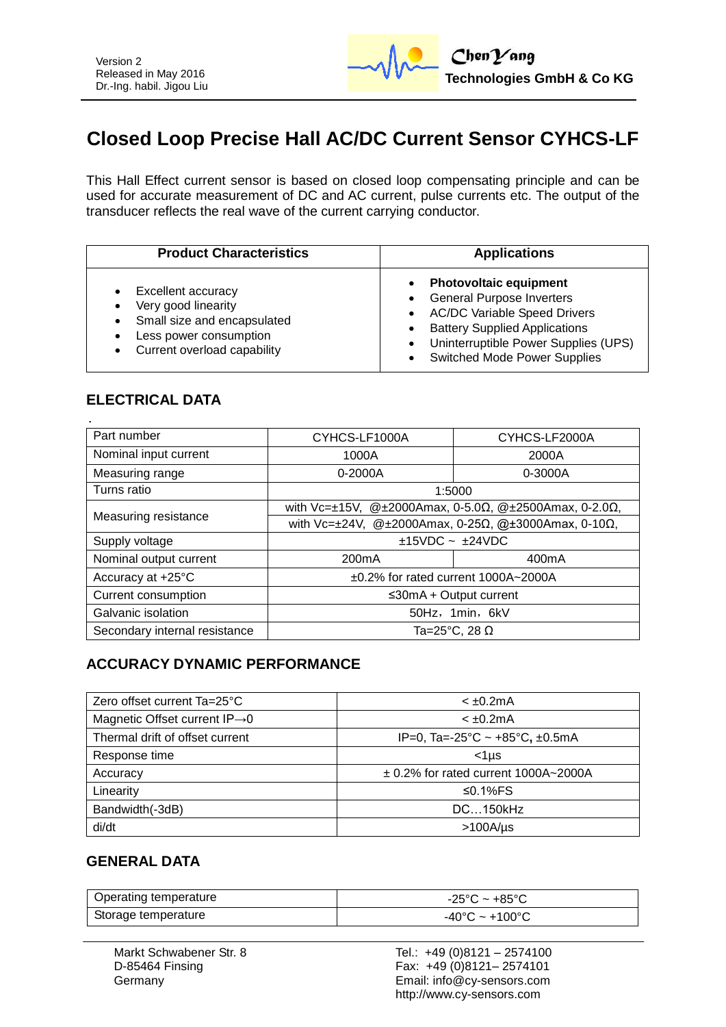Version 2
Released in May 2016
Dr.-Ing. habil. Jigou Liu

**ChenYang Technologies GmbH & Co KG**

# Closed Loop Precise Hall AC/DC Current Sensor CYHCS-LF

This Hall Effect current sensor is based on closed loop compensating principle and can be used for accurate measurement of DC and AC current, pulse currents etc. The output of the transducer reflects the real wave of the current carrying conductor.

| Product Characteristics | Applications |
|---|---|
| • Excellent accuracy<br>• Very good linearity<br>• Small size and encapsulated<br>• Less power consumption<br>• Current overload capability | • **Photovoltaic equipment**<br>• General Purpose Inverters<br>• AC/DC Variable Speed Drivers<br>• Battery Supplied Applications<br>• Uninterruptible Power Supplies (UPS)<br>• Switched Mode Power Supplies |

## ELECTRICAL DATA

| Part number | CYHCS-LF1000A | CYHCS-LF2000A |
|---|---|---|
| Nominal input current | 1000A | 2000A |
| Measuring range | 0-2000A | 0-3000A |
| Turns ratio | 1:5000 | |
| Measuring resistance | with Vc=±15V, @±2000Amax, 0-5.0Ω, @±2500Amax, 0-2.0Ω,<br>with Vc=±24V, @±2000Amax, 0-25Ω, @±3000Amax, 0-10Ω, | |
| Supply voltage | ±15VDC ~ ±24VDC | |
| Nominal output current | 200mA | 400mA |
| Accuracy at +25°C | ±0.2% for rated current 1000A~2000A | |
| Current consumption | ≤30mA + Output current | |
| Galvanic isolation | 50Hz，1min，6kV | |
| Secondary internal resistance | Ta=25°C, 28 Ω | |

## ACCURACY DYNAMIC PERFORMANCE

| Parameter | Value |
|---|---|
| Zero offset current Ta=25°C | < ±0.2mA |
| Magnetic Offset current IP→0 | < ±0.2mA |
| Thermal drift of offset current | IP=0, Ta=-25°C ~ +85°C, ±0.5mA |
| Response time | <1µs |
| Accuracy | ± 0.2% for rated current 1000A~2000A |
| Linearity | ≤0.1%FS |
| Bandwidth(-3dB) | DC…150kHz |
| di/dt | >100A/µs |

## GENERAL DATA

| Parameter | Value |
|---|---|
| Operating temperature | -25°C ~ +85°C |
| Storage temperature | -40°C ~ +100°C |

Markt Schwabener Str. 8
D-85464 Finsing
Germany

Tel.: +49 (0)8121 – 2574100
Fax: +49 (0)8121– 2574101
Email: info@cy-sensors.com
http://www.cy-sensors.com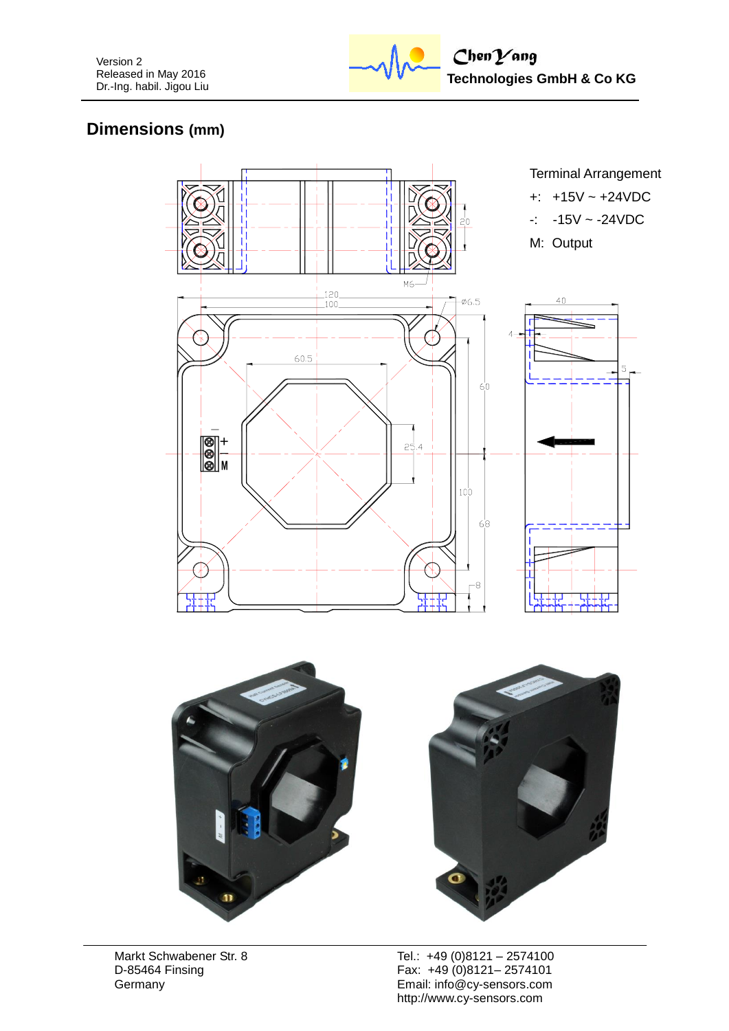## Dimensions (mm)

Terminal Arrangement

+: +15V ~ +24VDC

-: -15V ~ -24VDC

M: Output

Markt Schwabener Str. 8
D-85464 Finsing
Germany

Tel.: +49 (0)8121 – 2574100
Fax: +49 (0)8121– 2574101
Email: info@cy-sensors.com
http://www.cy-sensors.com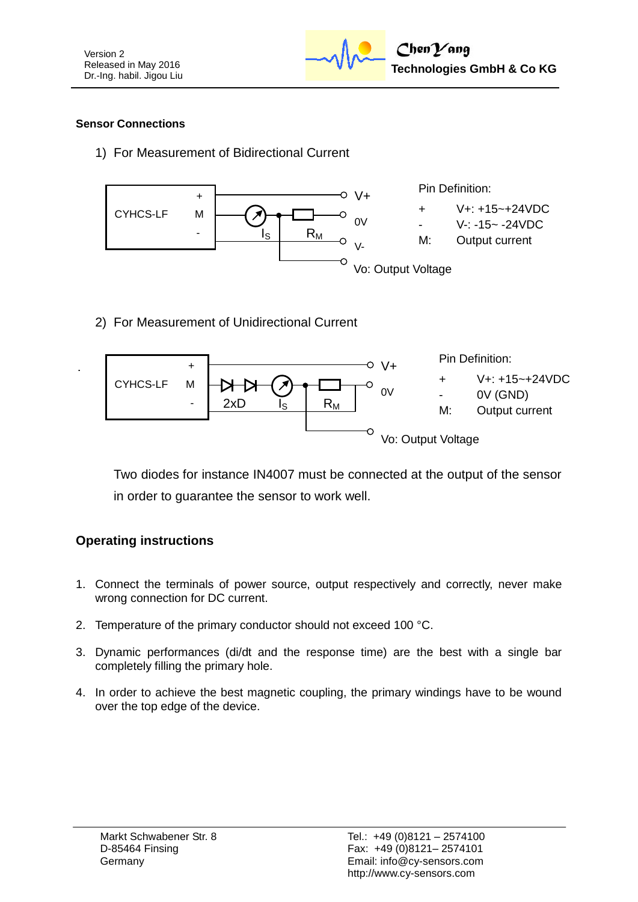**Sensor Connections**

1) For Measurement of Bidirectional Current

CYHCS-LF

+

M

-

$I_S$

$R_M$

V+

0V

V-

Vo: Output Voltage

Pin Definition:

+ V+: +15~+24VDC

- V-: -15~ -24VDC

M: Output current

2) For Measurement of Unidirectional Current

CYHCS-LF

+

M

-

2xD

$I_S$

$R_M$

V+

0V

Vo: Output Voltage

Pin Definition:

+ V+: +15~+24VDC

- 0V (GND)

M: Output current

Two diodes for instance IN4007 must be connected at the output of the sensor in order to guarantee the sensor to work well.

## Operating instructions

1. Connect the terminals of power source, output respectively and correctly, never make wrong connection for DC current.
2. Temperature of the primary conductor should not exceed 100 °C.
3. Dynamic performances (di/dt and the response time) are the best with a single bar completely filling the primary hole.
4. In order to achieve the best magnetic coupling, the primary windings have to be wound over the top edge of the device.